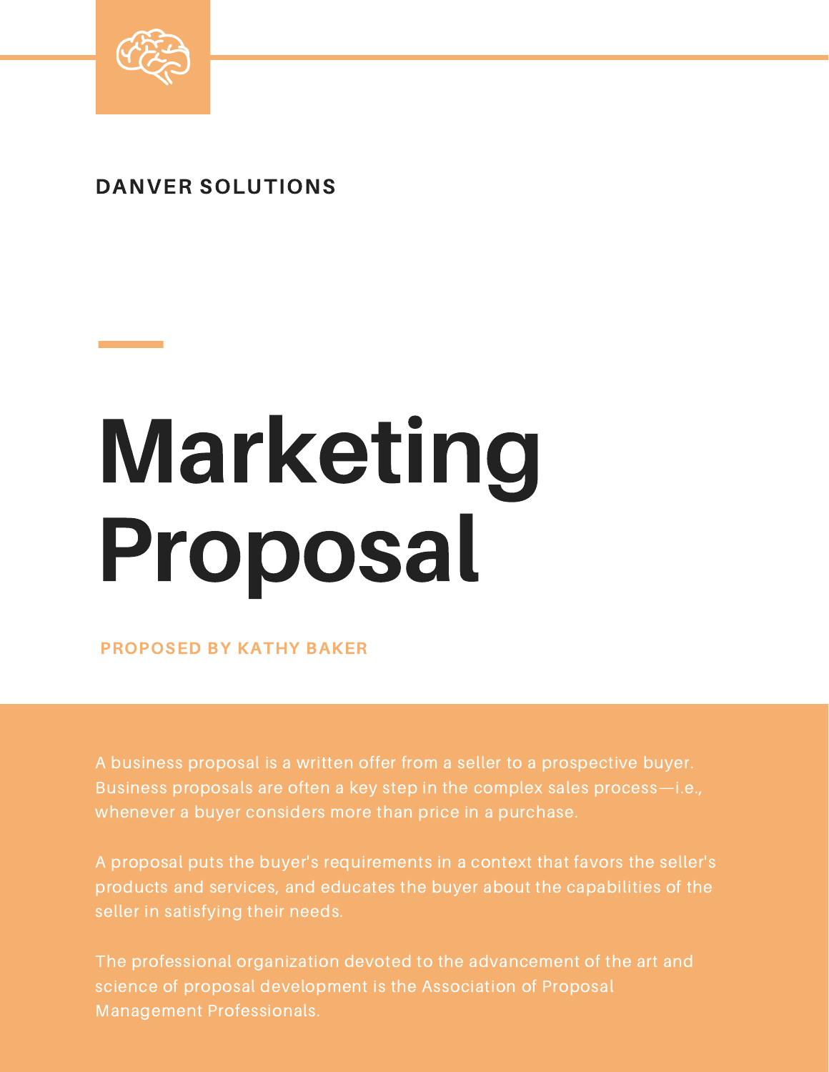**DANVER SOLUTIONS**

# Marketing Proposal

**PROPOSED BY KATHY BAKER**

A business proposal is a written offer from a seller to a prospective buyer. Business proposals are often a key step in the complex sales process—i.e., whenever a buyer considers more than price in a purchase.

A proposal puts the buyer's requirements in a context that favors the seller's products and services, and educates the buyer about the capabilities of the seller in satisfying their needs.

The professional organization devoted to the advancement of the art and science of proposal development is the Association of Proposal Management Professionals.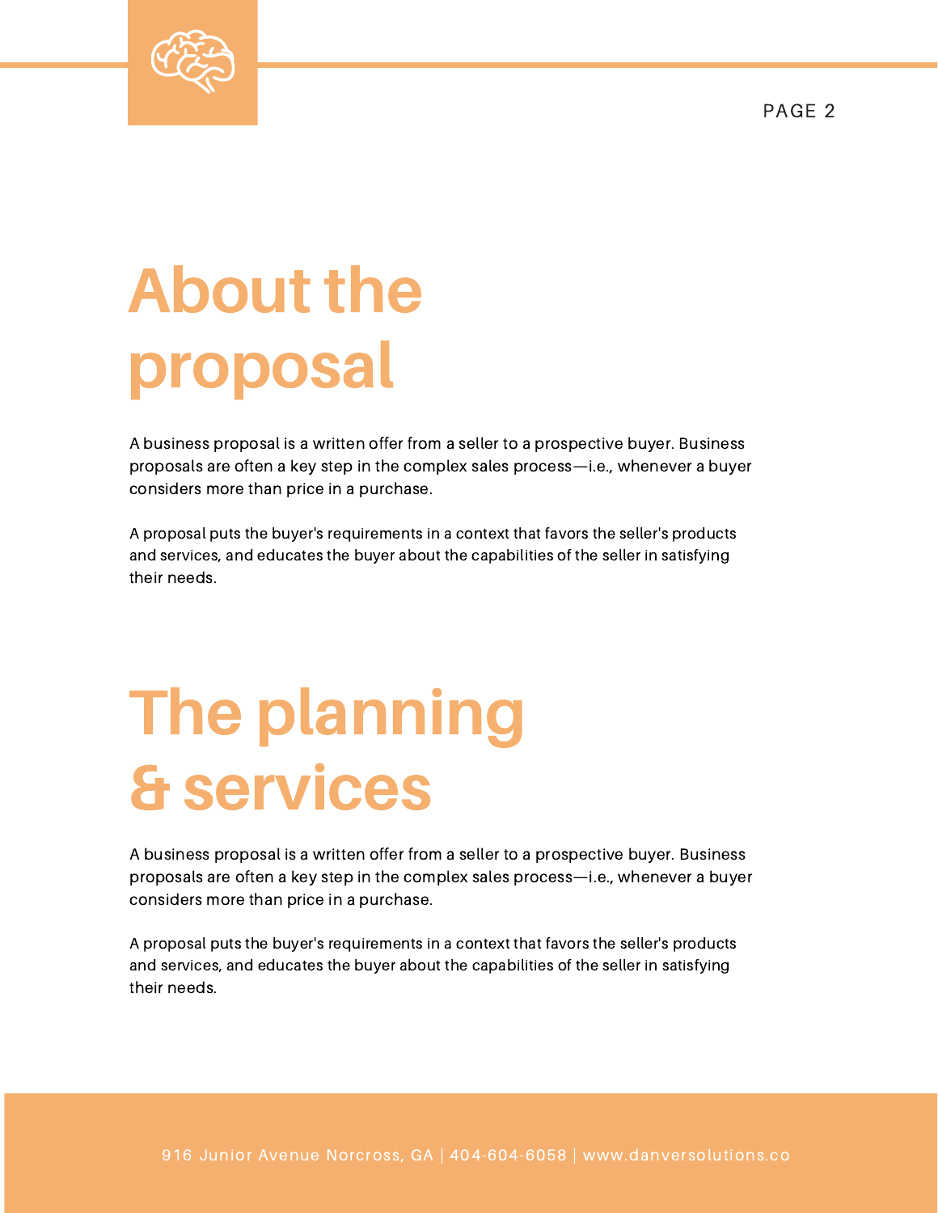# About the proposal

A business proposal is a written offer from a seller to a prospective buyer. Business proposals are often a key step in the complex sales process—i.e., whenever a buyer considers more than price in a purchase.

A proposal puts the buyer's requirements in a context that favors the seller's products and services, and educates the buyer about the capabilities of the seller in satisfying their needs.

# The planning & services

A business proposal is a written offer from a seller to a prospective buyer. Business proposals are often a key step in the complex sales process—i.e., whenever a buyer considers more than price in a purchase.

A proposal puts the buyer's requirements in a context that favors the seller's products and services, and educates the buyer about the capabilities of the seller in satisfying their needs.

916 Junior Avenue Norcross, GA | 404-604-6058 | www.danversolutions.co